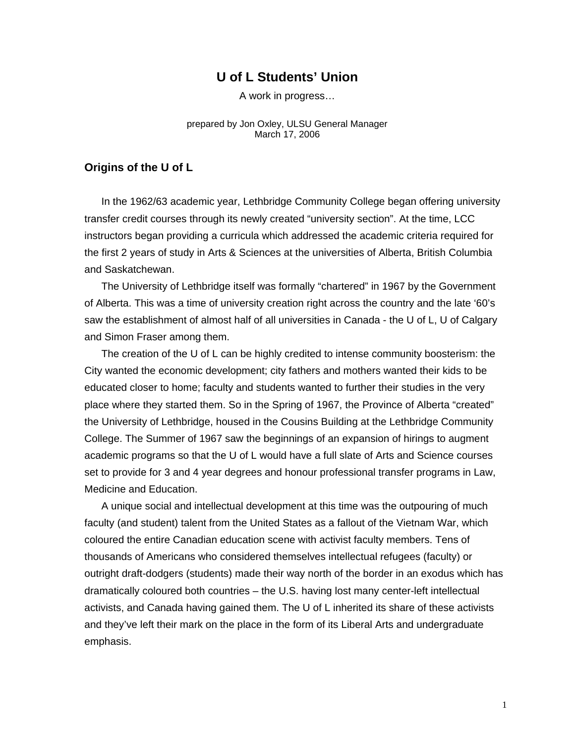# U of L Students' Union

A work in progress…

prepared by Jon Oxley, ULSU General Manager
March 17, 2006

## Origins of the U of L

In the 1962/63 academic year, Lethbridge Community College began offering university transfer credit courses through its newly created "university section". At the time, LCC instructors began providing a curricula which addressed the academic criteria required for the first 2 years of study in Arts & Sciences at the universities of Alberta, British Columbia and Saskatchewan.

The University of Lethbridge itself was formally "chartered" in 1967 by the Government of Alberta. This was a time of university creation right across the country and the late '60's saw the establishment of almost half of all universities in Canada - the U of L, U of Calgary and Simon Fraser among them.

The creation of the U of L can be highly credited to intense community boosterism: the City wanted the economic development; city fathers and mothers wanted their kids to be educated closer to home; faculty and students wanted to further their studies in the very place where they started them. So in the Spring of 1967, the Province of Alberta "created" the University of Lethbridge, housed in the Cousins Building at the Lethbridge Community College. The Summer of 1967 saw the beginnings of an expansion of hirings to augment academic programs so that the U of L would have a full slate of Arts and Science courses set to provide for 3 and 4 year degrees and honour professional transfer programs in Law, Medicine and Education.

A unique social and intellectual development at this time was the outpouring of much faculty (and student) talent from the United States as a fallout of the Vietnam War, which coloured the entire Canadian education scene with activist faculty members. Tens of thousands of Americans who considered themselves intellectual refugees (faculty) or outright draft-dodgers (students) made their way north of the border in an exodus which has dramatically coloured both countries – the U.S. having lost many center-left intellectual activists, and Canada having gained them. The U of L inherited its share of these activists and they've left their mark on the place in the form of its Liberal Arts and undergraduate emphasis.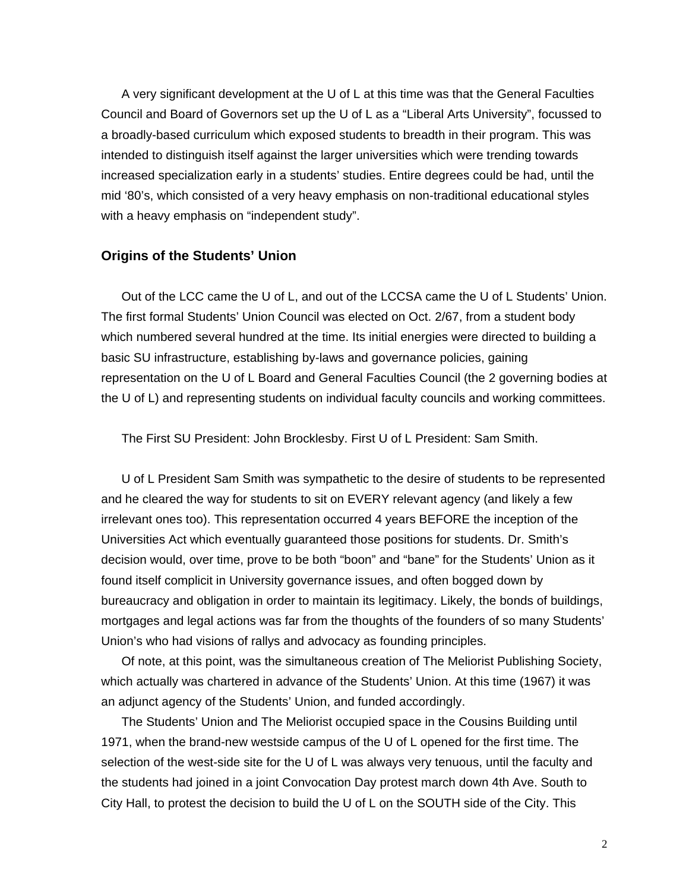A very significant development at the U of L at this time was that the General Faculties Council and Board of Governors set up the U of L as a “Liberal Arts University”, focussed to a broadly-based curriculum which exposed students to breadth in their program. This was intended to distinguish itself against the larger universities which were trending towards increased specialization early in a students’ studies. Entire degrees could be had, until the mid ‘80’s, which consisted of a very heavy emphasis on non-traditional educational styles with a heavy emphasis on “independent study”.

### Origins of the Students’ Union

Out of the LCC came the U of L, and out of the LCCSA came the U of L Students’ Union. The first formal Students’ Union Council was elected on Oct. 2/67, from a student body which numbered several hundred at the time. Its initial energies were directed to building a basic SU infrastructure, establishing by-laws and governance policies, gaining representation on the U of L Board and General Faculties Council (the 2 governing bodies at the U of L) and representing students on individual faculty councils and working committees.

The First SU President: John Brocklesby. First U of L President: Sam Smith.

U of L President Sam Smith was sympathetic to the desire of students to be represented and he cleared the way for students to sit on EVERY relevant agency (and likely a few irrelevant ones too). This representation occurred 4 years BEFORE the inception of the Universities Act which eventually guaranteed those positions for students. Dr. Smith’s decision would, over time, prove to be both “boon” and “bane” for the Students’ Union as it found itself complicit in University governance issues, and often bogged down by bureaucracy and obligation in order to maintain its legitimacy. Likely, the bonds of buildings, mortgages and legal actions was far from the thoughts of the founders of so many Students’ Union’s who had visions of rallys and advocacy as founding principles.

Of note, at this point, was the simultaneous creation of The Meliorist Publishing Society, which actually was chartered in advance of the Students’ Union. At this time (1967) it was an adjunct agency of the Students’ Union, and funded accordingly.

The Students’ Union and The Meliorist occupied space in the Cousins Building until 1971, when the brand-new westside campus of the U of L opened for the first time. The selection of the west-side site for the U of L was always very tenuous, until the faculty and the students had joined in a joint Convocation Day protest march down 4th Ave. South to City Hall, to protest the decision to build the U of L on the SOUTH side of the City. This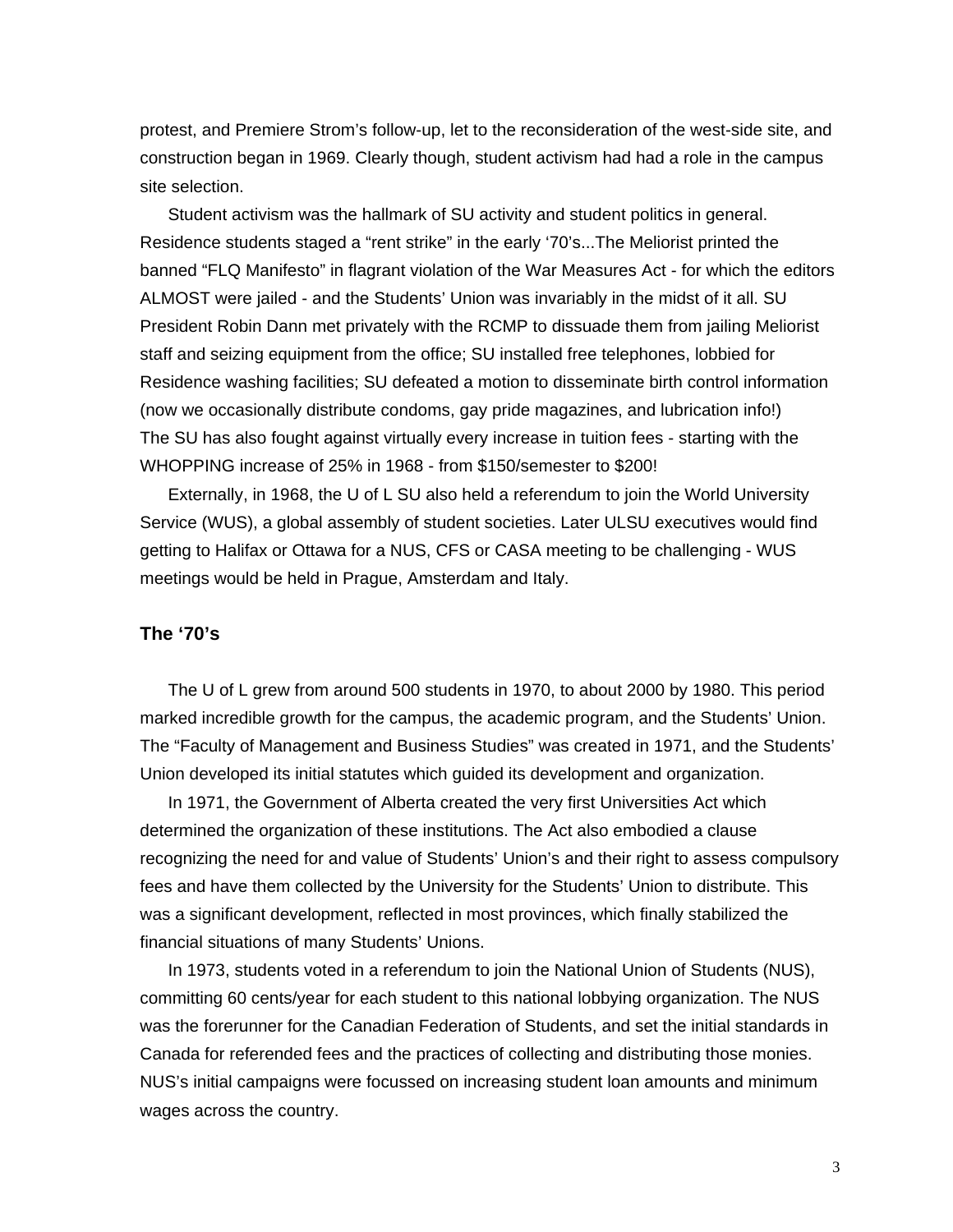protest, and Premiere Strom's follow-up, let to the reconsideration of the west-side site, and construction began in 1969. Clearly though, student activism had had a role in the campus site selection.

Student activism was the hallmark of SU activity and student politics in general. Residence students staged a "rent strike" in the early '70's...The Meliorist printed the banned "FLQ Manifesto" in flagrant violation of the War Measures Act - for which the editors ALMOST were jailed - and the Students' Union was invariably in the midst of it all. SU President Robin Dann met privately with the RCMP to dissuade them from jailing Meliorist staff and seizing equipment from the office; SU installed free telephones, lobbied for Residence washing facilities; SU defeated a motion to disseminate birth control information (now we occasionally distribute condoms, gay pride magazines, and lubrication info!) The SU has also fought against virtually every increase in tuition fees - starting with the WHOPPING increase of 25% in 1968 - from $150/semester to $200!

Externally, in 1968, the U of L SU also held a referendum to join the World University Service (WUS), a global assembly of student societies. Later ULSU executives would find getting to Halifax or Ottawa for a NUS, CFS or CASA meeting to be challenging - WUS meetings would be held in Prague, Amsterdam and Italy.

### The '70's

The U of L grew from around 500 students in 1970, to about 2000 by 1980. This period marked incredible growth for the campus, the academic program, and the Students' Union. The "Faculty of Management and Business Studies" was created in 1971, and the Students' Union developed its initial statutes which guided its development and organization.

In 1971, the Government of Alberta created the very first Universities Act which determined the organization of these institutions. The Act also embodied a clause recognizing the need for and value of Students' Union's and their right to assess compulsory fees and have them collected by the University for the Students' Union to distribute. This was a significant development, reflected in most provinces, which finally stabilized the financial situations of many Students' Unions.

In 1973, students voted in a referendum to join the National Union of Students (NUS), committing 60 cents/year for each student to this national lobbying organization. The NUS was the forerunner for the Canadian Federation of Students, and set the initial standards in Canada for referended fees and the practices of collecting and distributing those monies. NUS's initial campaigns were focussed on increasing student loan amounts and minimum wages across the country.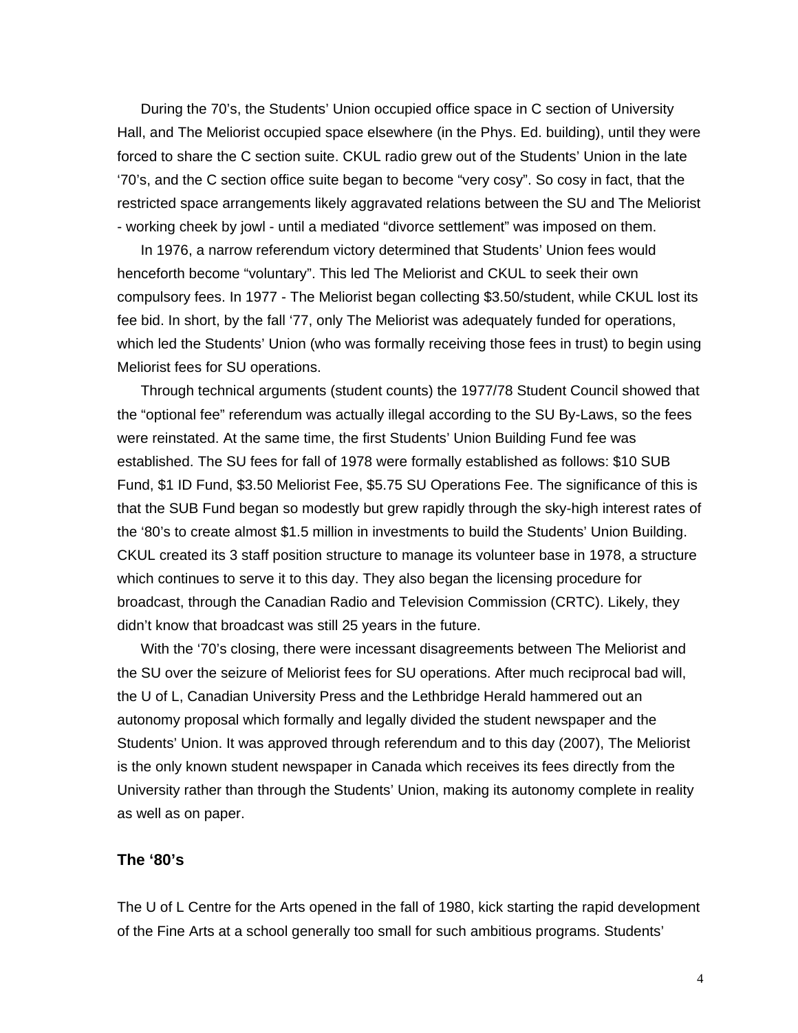During the 70's, the Students' Union occupied office space in C section of University Hall, and The Meliorist occupied space elsewhere (in the Phys. Ed. building), until they were forced to share the C section suite. CKUL radio grew out of the Students' Union in the late '70's, and the C section office suite began to become "very cosy". So cosy in fact, that the restricted space arrangements likely aggravated relations between the SU and The Meliorist - working cheek by jowl - until a mediated "divorce settlement" was imposed on them.

In 1976, a narrow referendum victory determined that Students' Union fees would henceforth become "voluntary". This led The Meliorist and CKUL to seek their own compulsory fees. In 1977 - The Meliorist began collecting $3.50/student, while CKUL lost its fee bid. In short, by the fall '77, only The Meliorist was adequately funded for operations, which led the Students' Union (who was formally receiving those fees in trust) to begin using Meliorist fees for SU operations.

Through technical arguments (student counts) the 1977/78 Student Council showed that the "optional fee" referendum was actually illegal according to the SU By-Laws, so the fees were reinstated. At the same time, the first Students' Union Building Fund fee was established. The SU fees for fall of 1978 were formally established as follows: $10 SUB Fund, $1 ID Fund, $3.50 Meliorist Fee, $5.75 SU Operations Fee. The significance of this is that the SUB Fund began so modestly but grew rapidly through the sky-high interest rates of the '80's to create almost $1.5 million in investments to build the Students' Union Building. CKUL created its 3 staff position structure to manage its volunteer base in 1978, a structure which continues to serve it to this day. They also began the licensing procedure for broadcast, through the Canadian Radio and Television Commission (CRTC). Likely, they didn't know that broadcast was still 25 years in the future.

With the '70's closing, there were incessant disagreements between The Meliorist and the SU over the seizure of Meliorist fees for SU operations. After much reciprocal bad will, the U of L, Canadian University Press and the Lethbridge Herald hammered out an autonomy proposal which formally and legally divided the student newspaper and the Students' Union. It was approved through referendum and to this day (2007), The Meliorist is the only known student newspaper in Canada which receives its fees directly from the University rather than through the Students' Union, making its autonomy complete in reality as well as on paper.

### The '80's

The U of L Centre for the Arts opened in the fall of 1980, kick starting the rapid development of the Fine Arts at a school generally too small for such ambitious programs. Students'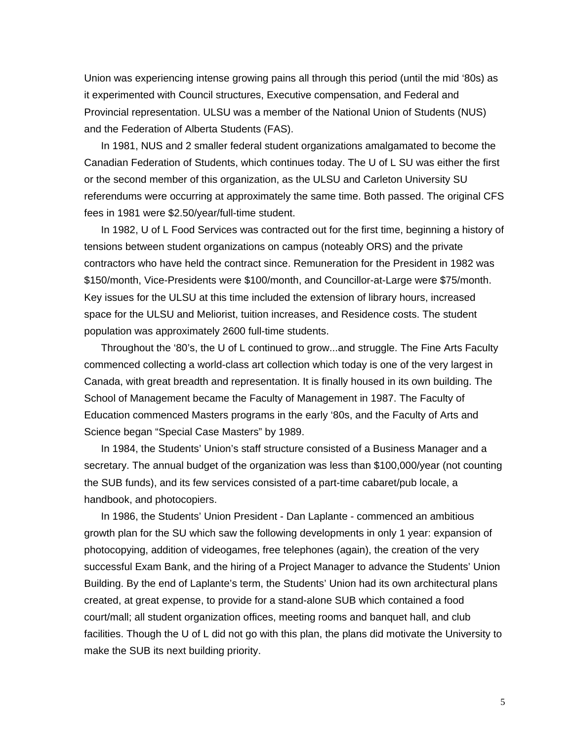Union was experiencing intense growing pains all through this period (until the mid '80s) as it experimented with Council structures, Executive compensation, and Federal and Provincial representation. ULSU was a member of the National Union of Students (NUS) and the Federation of Alberta Students (FAS).

In 1981, NUS and 2 smaller federal student organizations amalgamated to become the Canadian Federation of Students, which continues today. The U of L SU was either the first or the second member of this organization, as the ULSU and Carleton University SU referendums were occurring at approximately the same time. Both passed. The original CFS fees in 1981 were $2.50/year/full-time student.

In 1982, U of L Food Services was contracted out for the first time, beginning a history of tensions between student organizations on campus (noteably ORS) and the private contractors who have held the contract since. Remuneration for the President in 1982 was $150/month, Vice-Presidents were $100/month, and Councillor-at-Large were $75/month. Key issues for the ULSU at this time included the extension of library hours, increased space for the ULSU and Meliorist, tuition increases, and Residence costs. The student population was approximately 2600 full-time students.

Throughout the '80's, the U of L continued to grow...and struggle. The Fine Arts Faculty commenced collecting a world-class art collection which today is one of the very largest in Canada, with great breadth and representation. It is finally housed in its own building. The School of Management became the Faculty of Management in 1987. The Faculty of Education commenced Masters programs in the early '80s, and the Faculty of Arts and Science began "Special Case Masters" by 1989.

In 1984, the Students' Union's staff structure consisted of a Business Manager and a secretary. The annual budget of the organization was less than $100,000/year (not counting the SUB funds), and its few services consisted of a part-time cabaret/pub locale, a handbook, and photocopiers.

In 1986, the Students' Union President - Dan Laplante - commenced an ambitious growth plan for the SU which saw the following developments in only 1 year: expansion of photocopying, addition of videogames, free telephones (again), the creation of the very successful Exam Bank, and the hiring of a Project Manager to advance the Students' Union Building. By the end of Laplante's term, the Students' Union had its own architectural plans created, at great expense, to provide for a stand-alone SUB which contained a food court/mall; all student organization offices, meeting rooms and banquet hall, and club facilities. Though the U of L did not go with this plan, the plans did motivate the University to make the SUB its next building priority.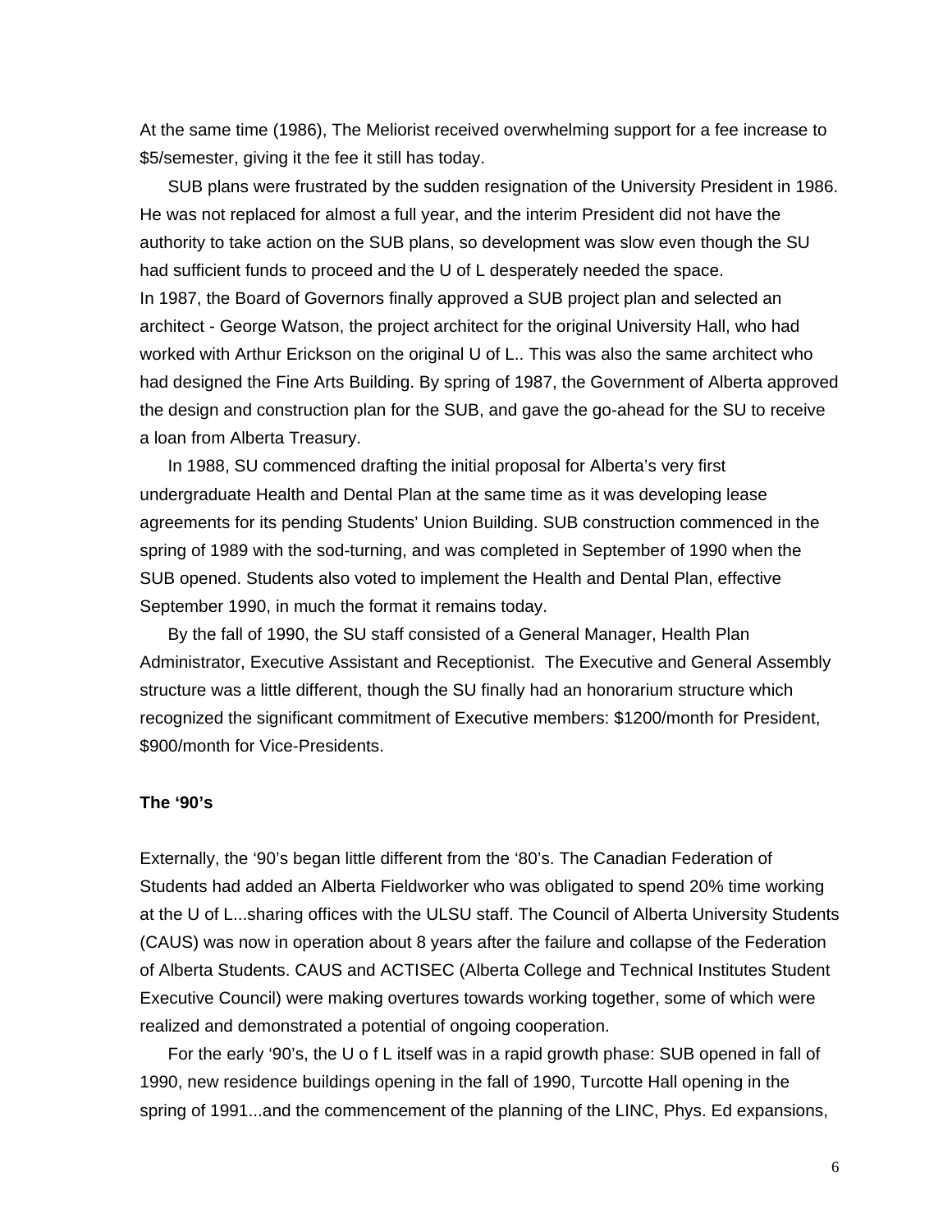At the same time (1986), The Meliorist received overwhelming support for a fee increase to $5/semester, giving it the fee it still has today.

SUB plans were frustrated by the sudden resignation of the University President in 1986. He was not replaced for almost a full year, and the interim President did not have the authority to take action on the SUB plans, so development was slow even though the SU had sufficient funds to proceed and the U of L desperately needed the space.

In 1987, the Board of Governors finally approved a SUB project plan and selected an architect - George Watson, the project architect for the original University Hall, who had worked with Arthur Erickson on the original U of L.. This was also the same architect who had designed the Fine Arts Building. By spring of 1987, the Government of Alberta approved the design and construction plan for the SUB, and gave the go-ahead for the SU to receive a loan from Alberta Treasury.

In 1988, SU commenced drafting the initial proposal for Alberta's very first undergraduate Health and Dental Plan at the same time as it was developing lease agreements for its pending Students' Union Building. SUB construction commenced in the spring of 1989 with the sod-turning, and was completed in September of 1990 when the SUB opened. Students also voted to implement the Health and Dental Plan, effective September 1990, in much the format it remains today.

By the fall of 1990, the SU staff consisted of a General Manager, Health Plan Administrator, Executive Assistant and Receptionist. The Executive and General Assembly structure was a little different, though the SU finally had an honorarium structure which recognized the significant commitment of Executive members: $1200/month for President, $900/month for Vice-Presidents.

**The '90's**

Externally, the '90's began little different from the '80's. The Canadian Federation of Students had added an Alberta Fieldworker who was obligated to spend 20% time working at the U of L...sharing offices with the ULSU staff. The Council of Alberta University Students (CAUS) was now in operation about 8 years after the failure and collapse of the Federation of Alberta Students. CAUS and ACTISEC (Alberta College and Technical Institutes Student Executive Council) were making overtures towards working together, some of which were realized and demonstrated a potential of ongoing cooperation.

For the early '90's, the U o f L itself was in a rapid growth phase: SUB opened in fall of 1990, new residence buildings opening in the fall of 1990, Turcotte Hall opening in the spring of 1991...and the commencement of the planning of the LINC, Phys. Ed expansions,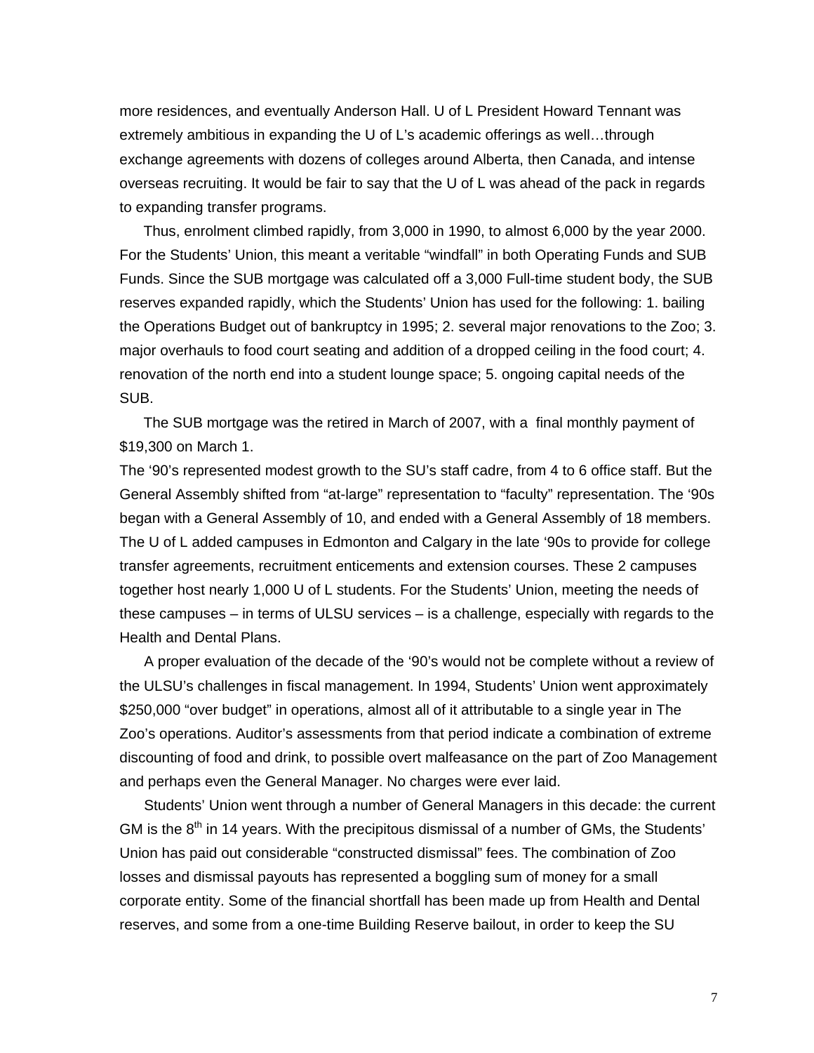more residences, and eventually Anderson Hall. U of L President Howard Tennant was extremely ambitious in expanding the U of L's academic offerings as well…through exchange agreements with dozens of colleges around Alberta, then Canada, and intense overseas recruiting. It would be fair to say that the U of L was ahead of the pack in regards to expanding transfer programs.

Thus, enrolment climbed rapidly, from 3,000 in 1990, to almost 6,000 by the year 2000. For the Students' Union, this meant a veritable "windfall" in both Operating Funds and SUB Funds. Since the SUB mortgage was calculated off a 3,000 Full-time student body, the SUB reserves expanded rapidly, which the Students' Union has used for the following: 1. bailing the Operations Budget out of bankruptcy in 1995; 2. several major renovations to the Zoo; 3. major overhauls to food court seating and addition of a dropped ceiling in the food court; 4. renovation of the north end into a student lounge space; 5. ongoing capital needs of the SUB.

The SUB mortgage was the retired in March of 2007, with a final monthly payment of $19,300 on March 1.

The '90's represented modest growth to the SU's staff cadre, from 4 to 6 office staff. But the General Assembly shifted from "at-large" representation to "faculty" representation. The '90s began with a General Assembly of 10, and ended with a General Assembly of 18 members. The U of L added campuses in Edmonton and Calgary in the late '90s to provide for college transfer agreements, recruitment enticements and extension courses. These 2 campuses together host nearly 1,000 U of L students. For the Students' Union, meeting the needs of these campuses – in terms of ULSU services – is a challenge, especially with regards to the Health and Dental Plans.

A proper evaluation of the decade of the '90's would not be complete without a review of the ULSU's challenges in fiscal management. In 1994, Students' Union went approximately $250,000 "over budget" in operations, almost all of it attributable to a single year in The Zoo's operations. Auditor's assessments from that period indicate a combination of extreme discounting of food and drink, to possible overt malfeasance on the part of Zoo Management and perhaps even the General Manager. No charges were ever laid.

Students' Union went through a number of General Managers in this decade: the current GM is the 8th in 14 years. With the precipitous dismissal of a number of GMs, the Students' Union has paid out considerable "constructed dismissal" fees. The combination of Zoo losses and dismissal payouts has represented a boggling sum of money for a small corporate entity. Some of the financial shortfall has been made up from Health and Dental reserves, and some from a one-time Building Reserve bailout, in order to keep the SU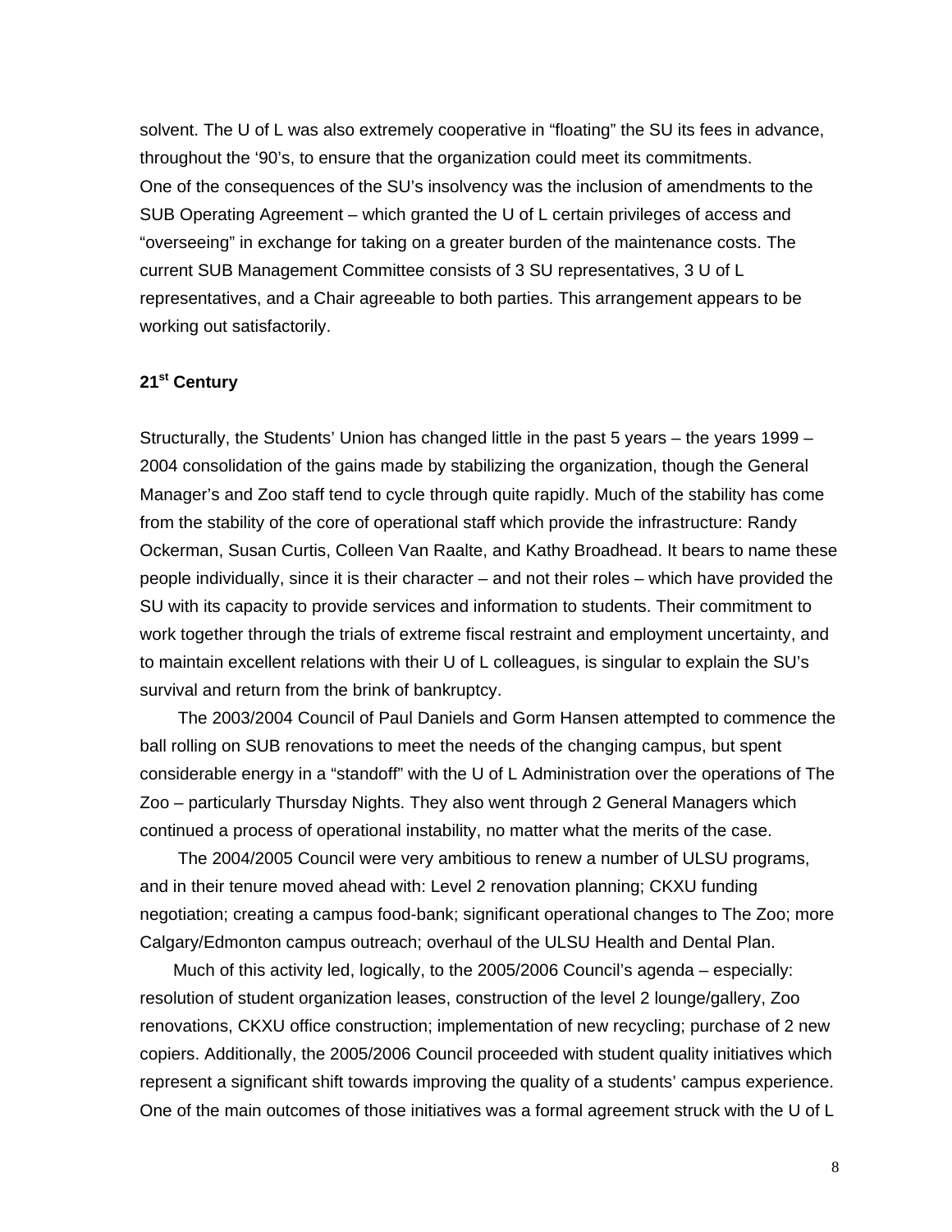solvent. The U of L was also extremely cooperative in "floating" the SU its fees in advance, throughout the '90's, to ensure that the organization could meet its commitments.
One of the consequences of the SU's insolvency was the inclusion of amendments to the SUB Operating Agreement – which granted the U of L certain privileges of access and "overseeing" in exchange for taking on a greater burden of the maintenance costs. The current SUB Management Committee consists of 3 SU representatives, 3 U of L representatives, and a Chair agreeable to both parties. This arrangement appears to be working out satisfactorily.

**21st Century**

Structurally, the Students' Union has changed little in the past 5 years – the years 1999 – 2004 consolidation of the gains made by stabilizing the organization, though the General Manager's and Zoo staff tend to cycle through quite rapidly. Much of the stability has come from the stability of the core of operational staff which provide the infrastructure: Randy Ockerman, Susan Curtis, Colleen Van Raalte, and Kathy Broadhead. It bears to name these people individually, since it is their character – and not their roles – which have provided the SU with its capacity to provide services and information to students. Their commitment to work together through the trials of extreme fiscal restraint and employment uncertainty, and to maintain excellent relations with their U of L colleagues, is singular to explain the SU's survival and return from the brink of bankruptcy.

The 2003/2004 Council of Paul Daniels and Gorm Hansen attempted to commence the ball rolling on SUB renovations to meet the needs of the changing campus, but spent considerable energy in a "standoff" with the U of L Administration over the operations of The Zoo – particularly Thursday Nights. They also went through 2 General Managers which continued a process of operational instability, no matter what the merits of the case.

The 2004/2005 Council were very ambitious to renew a number of ULSU programs, and in their tenure moved ahead with: Level 2 renovation planning; CKXU funding negotiation; creating a campus food-bank; significant operational changes to The Zoo; more Calgary/Edmonton campus outreach; overhaul of the ULSU Health and Dental Plan.

Much of this activity led, logically, to the 2005/2006 Council's agenda – especially: resolution of student organization leases, construction of the level 2 lounge/gallery, Zoo renovations, CKXU office construction; implementation of new recycling; purchase of 2 new copiers. Additionally, the 2005/2006 Council proceeded with student quality initiatives which represent a significant shift towards improving the quality of a students' campus experience. One of the main outcomes of those initiatives was a formal agreement struck with the U of L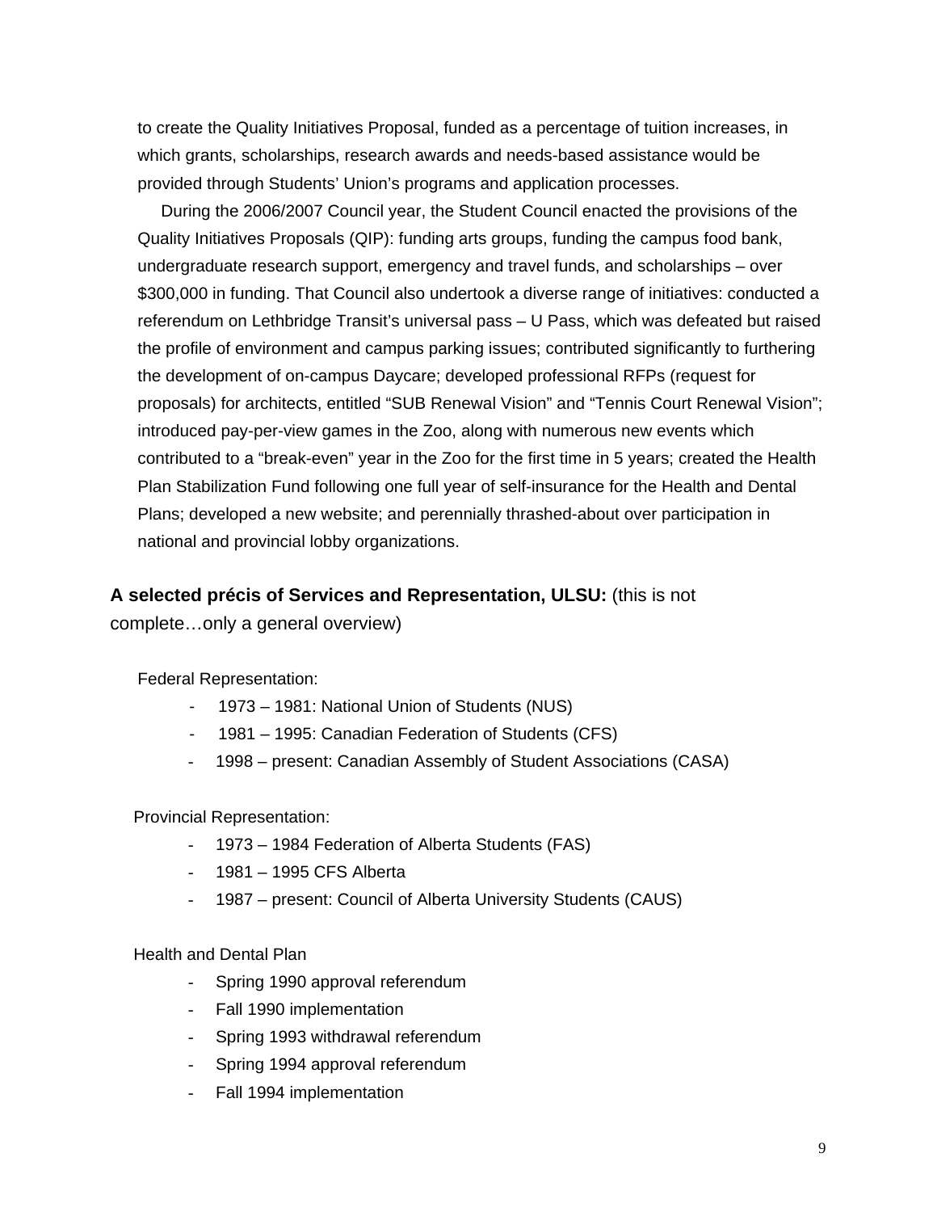to create the Quality Initiatives Proposal, funded as a percentage of tuition increases, in which grants, scholarships, research awards and needs-based assistance would be provided through Students' Union's programs and application processes.

During the 2006/2007 Council year, the Student Council enacted the provisions of the Quality Initiatives Proposals (QIP): funding arts groups, funding the campus food bank, undergraduate research support, emergency and travel funds, and scholarships – over $300,000 in funding. That Council also undertook a diverse range of initiatives: conducted a referendum on Lethbridge Transit's universal pass – U Pass, which was defeated but raised the profile of environment and campus parking issues; contributed significantly to furthering the development of on-campus Daycare; developed professional RFPs (request for proposals) for architects, entitled "SUB Renewal Vision" and "Tennis Court Renewal Vision"; introduced pay-per-view games in the Zoo, along with numerous new events which contributed to a "break-even" year in the Zoo for the first time in 5 years; created the Health Plan Stabilization Fund following one full year of self-insurance for the Health and Dental Plans; developed a new website; and perennially thrashed-about over participation in national and provincial lobby organizations.

**A selected précis of Services and Representation, ULSU:** (this is not complete…only a general overview)

Federal Representation:

- 1973 – 1981: National Union of Students (NUS)
- 1981 – 1995: Canadian Federation of Students (CFS)
- 1998 – present: Canadian Assembly of Student Associations (CASA)

Provincial Representation:

- 1973 – 1984 Federation of Alberta Students (FAS)
- 1981 – 1995 CFS Alberta
- 1987 – present: Council of Alberta University Students (CAUS)

Health and Dental Plan

- Spring 1990 approval referendum
- Fall 1990 implementation
- Spring 1993 withdrawal referendum
- Spring 1994 approval referendum
- Fall 1994 implementation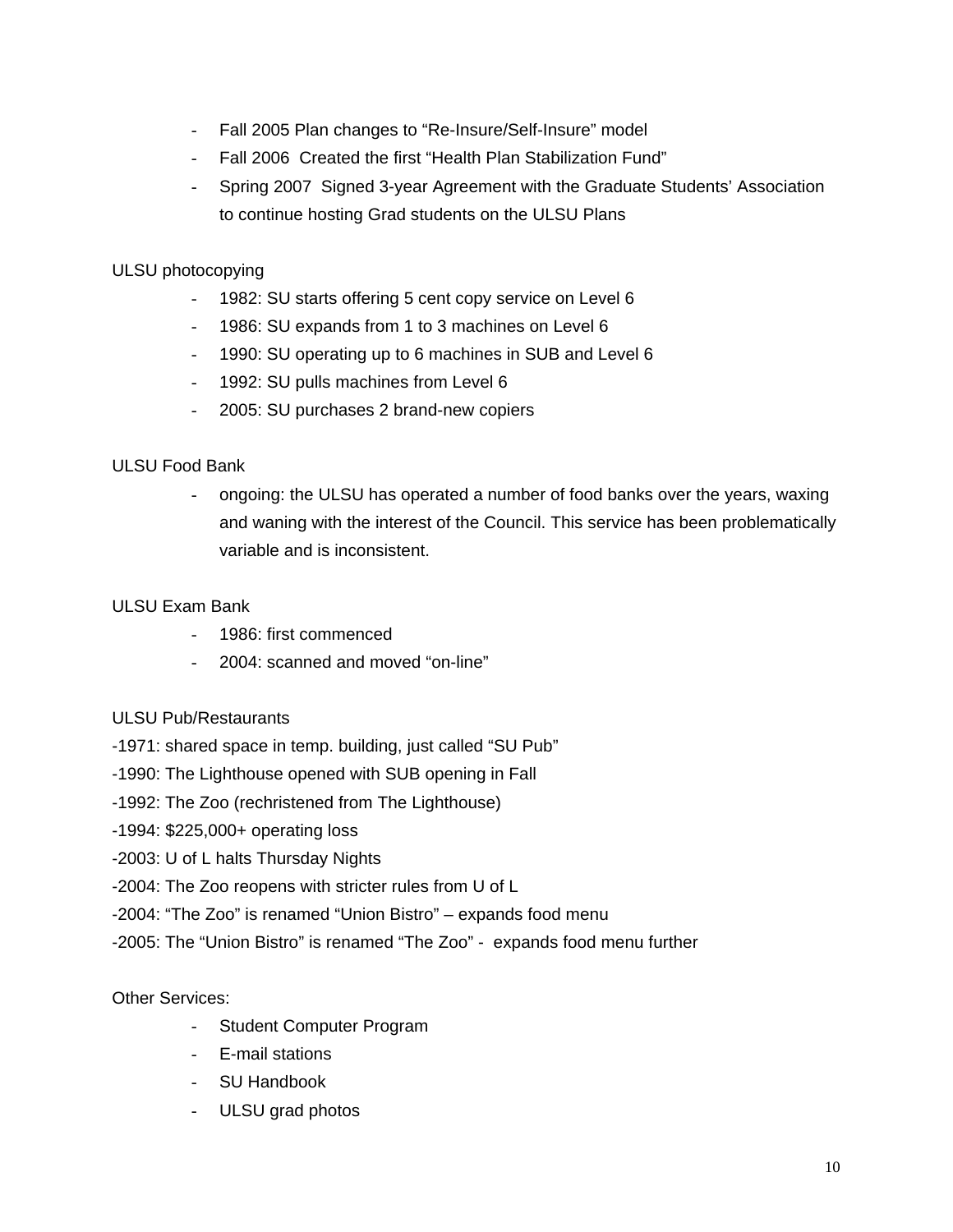- Fall 2005 Plan changes to “Re-Insure/Self-Insure” model
- Fall 2006 Created the first “Health Plan Stabilization Fund”
- Spring 2007 Signed 3-year Agreement with the Graduate Students’ Association to continue hosting Grad students on the ULSU Plans

ULSU photocopying

- 1982: SU starts offering 5 cent copy service on Level 6
- 1986: SU expands from 1 to 3 machines on Level 6
- 1990: SU operating up to 6 machines in SUB and Level 6
- 1992: SU pulls machines from Level 6
- 2005: SU purchases 2 brand-new copiers

ULSU Food Bank

- ongoing: the ULSU has operated a number of food banks over the years, waxing and waning with the interest of the Council. This service has been problematically variable and is inconsistent.

ULSU Exam Bank

- 1986: first commenced
- 2004: scanned and moved “on-line”

ULSU Pub/Restaurants

-1971: shared space in temp. building, just called “SU Pub”
-1990: The Lighthouse opened with SUB opening in Fall
-1992: The Zoo (rechristened from The Lighthouse)
-1994: $225,000+ operating loss
-2003: U of L halts Thursday Nights
-2004: The Zoo reopens with stricter rules from U of L
-2004: “The Zoo” is renamed “Union Bistro” – expands food menu
-2005: The “Union Bistro” is renamed “The Zoo” - expands food menu further

Other Services:

- Student Computer Program
- E-mail stations
- SU Handbook
- ULSU grad photos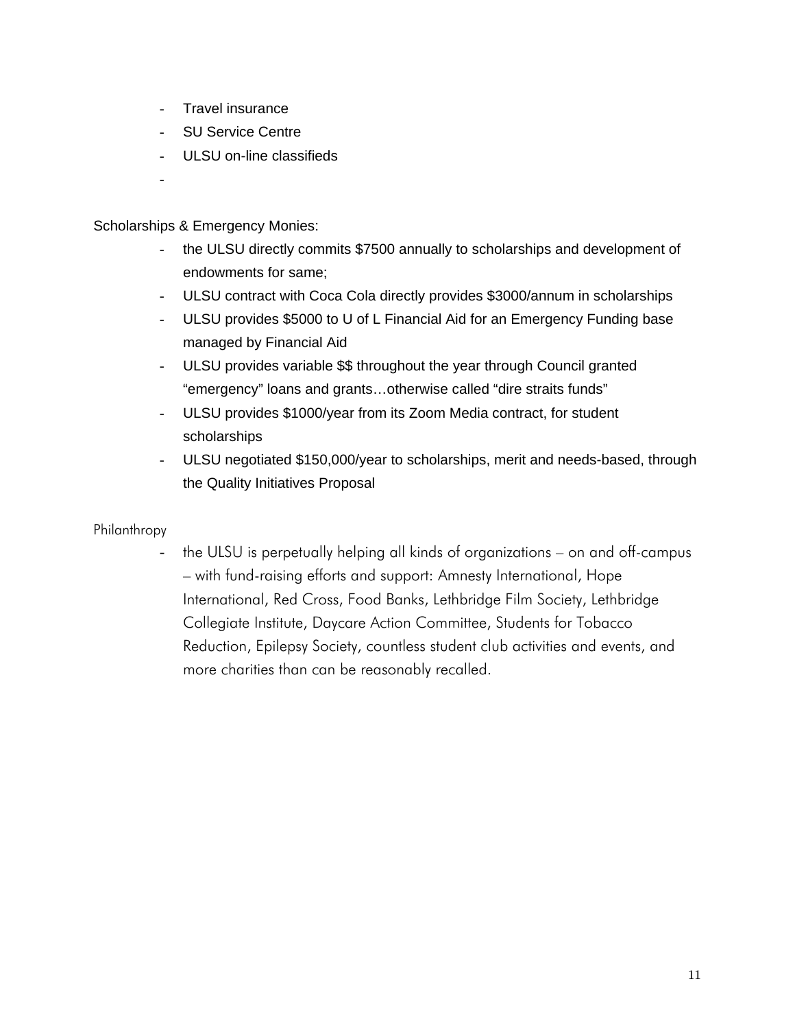- Travel insurance
- SU Service Centre
- ULSU on-line classifieds
-

Scholarships & Emergency Monies:

- the ULSU directly commits $7500 annually to scholarships and development of endowments for same;
- ULSU contract with Coca Cola directly provides $3000/annum in scholarships
- ULSU provides $5000 to U of L Financial Aid for an Emergency Funding base managed by Financial Aid
- ULSU provides variable $$ throughout the year through Council granted "emergency" loans and grants…otherwise called "dire straits funds"
- ULSU provides $1000/year from its Zoom Media contract, for student scholarships
- ULSU negotiated $150,000/year to scholarships, merit and needs-based, through the Quality Initiatives Proposal

Philanthropy

- the ULSU is perpetually helping all kinds of organizations – on and off-campus – with fund-raising efforts and support: Amnesty International, Hope International, Red Cross, Food Banks, Lethbridge Film Society, Lethbridge Collegiate Institute, Daycare Action Committee, Students for Tobacco Reduction, Epilepsy Society, countless student club activities and events, and more charities than can be reasonably recalled.